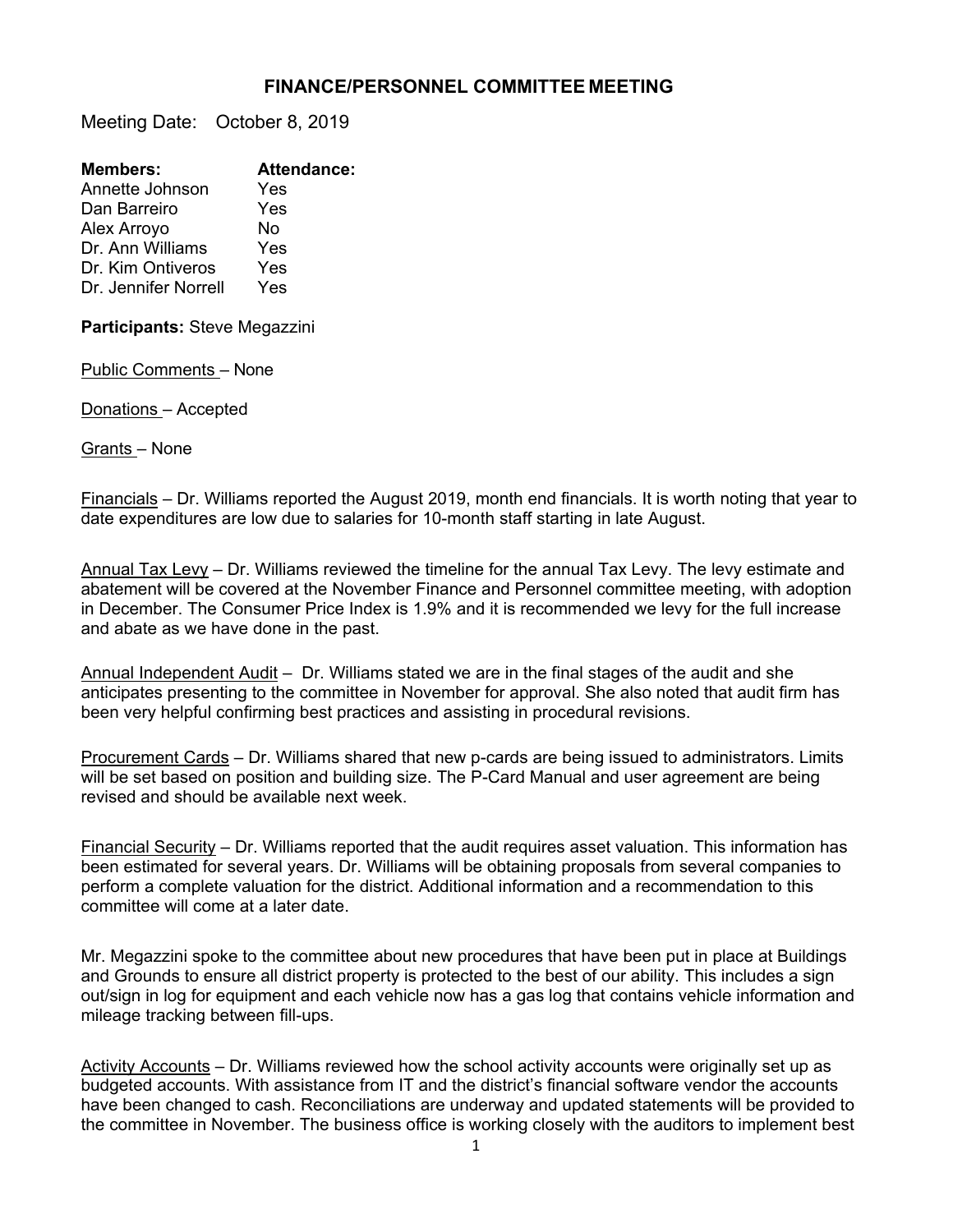# FINANCE/PERSONNEL COMMITTEE MEETING

Meeting Date: October 8, 2019

| **Members:** | **Attendance:** |
| --- | --- |
| Annette Johnson | Yes |
| Dan Barreiro | Yes |
| Alex Arroyo | No |
| Dr. Ann Williams | Yes |
| Dr. Kim Ontiveros | Yes |
| Dr. Jennifer Norrell | Yes |

**Participants:** Steve Megazzini

Public Comments – None

Donations – Accepted

Grants – None

Financials – Dr. Williams reported the August 2019, month end financials. It is worth noting that year to date expenditures are low due to salaries for 10-month staff starting in late August.

Annual Tax Levy – Dr. Williams reviewed the timeline for the annual Tax Levy. The levy estimate and abatement will be covered at the November Finance and Personnel committee meeting, with adoption in December. The Consumer Price Index is 1.9% and it is recommended we levy for the full increase and abate as we have done in the past.

Annual Independent Audit – Dr. Williams stated we are in the final stages of the audit and she anticipates presenting to the committee in November for approval. She also noted that audit firm has been very helpful confirming best practices and assisting in procedural revisions.

Procurement Cards – Dr. Williams shared that new p-cards are being issued to administrators. Limits will be set based on position and building size. The P-Card Manual and user agreement are being revised and should be available next week.

Financial Security – Dr. Williams reported that the audit requires asset valuation. This information has been estimated for several years. Dr. Williams will be obtaining proposals from several companies to perform a complete valuation for the district. Additional information and a recommendation to this committee will come at a later date.

Mr. Megazzini spoke to the committee about new procedures that have been put in place at Buildings and Grounds to ensure all district property is protected to the best of our ability. This includes a sign out/sign in log for equipment and each vehicle now has a gas log that contains vehicle information and mileage tracking between fill-ups.

Activity Accounts – Dr. Williams reviewed how the school activity accounts were originally set up as budgeted accounts. With assistance from IT and the district's financial software vendor the accounts have been changed to cash. Reconciliations are underway and updated statements will be provided to the committee in November. The business office is working closely with the auditors to implement best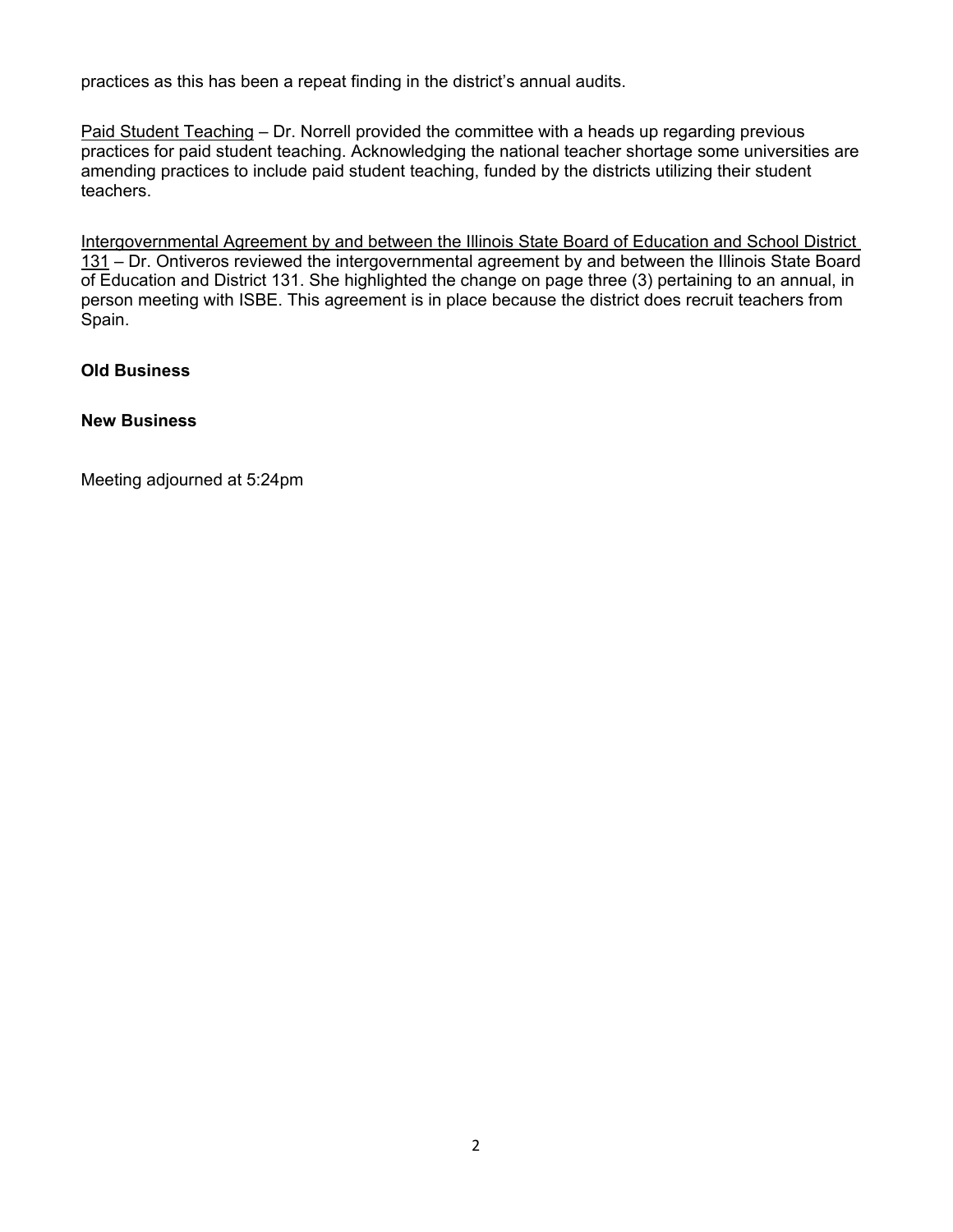practices as this has been a repeat finding in the district's annual audits.

<u>Paid Student Teaching</u> – Dr. Norrell provided the committee with a heads up regarding previous practices for paid student teaching. Acknowledging the national teacher shortage some universities are amending practices to include paid student teaching, funded by the districts utilizing their student teachers.

<u>Intergovernmental Agreement by and between the Illinois State Board of Education and School District 131</u> – Dr. Ontiveros reviewed the intergovernmental agreement by and between the Illinois State Board of Education and District 131. She highlighted the change on page three (3) pertaining to an annual, in person meeting with ISBE. This agreement is in place because the district does recruit teachers from Spain.

**Old Business**

**New Business**

Meeting adjourned at 5:24pm